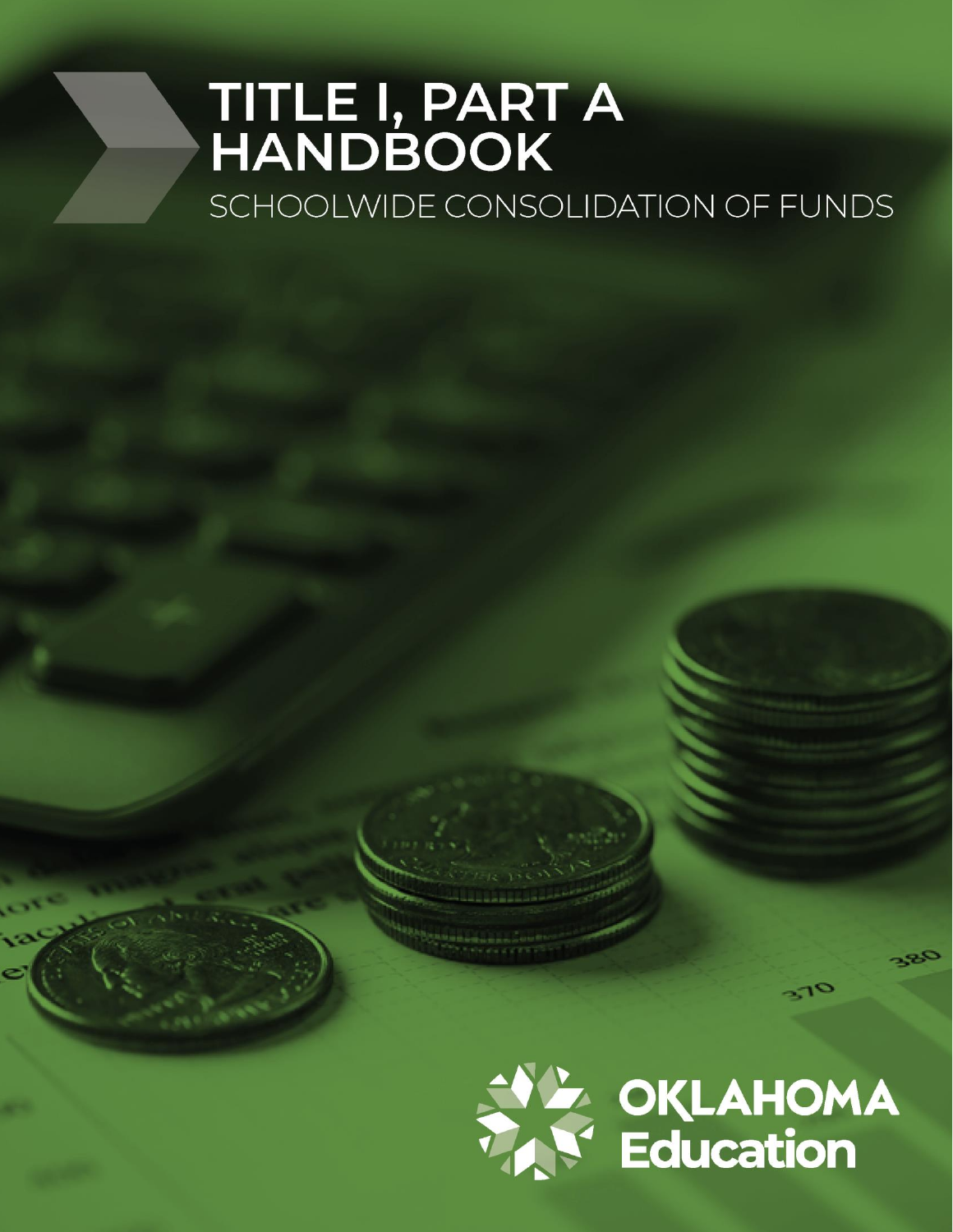# TITLE I, PART A HANDBOOK

## SCHOOLWIDE CONSOLIDATION OF FUNDS

OKLAHOMA Education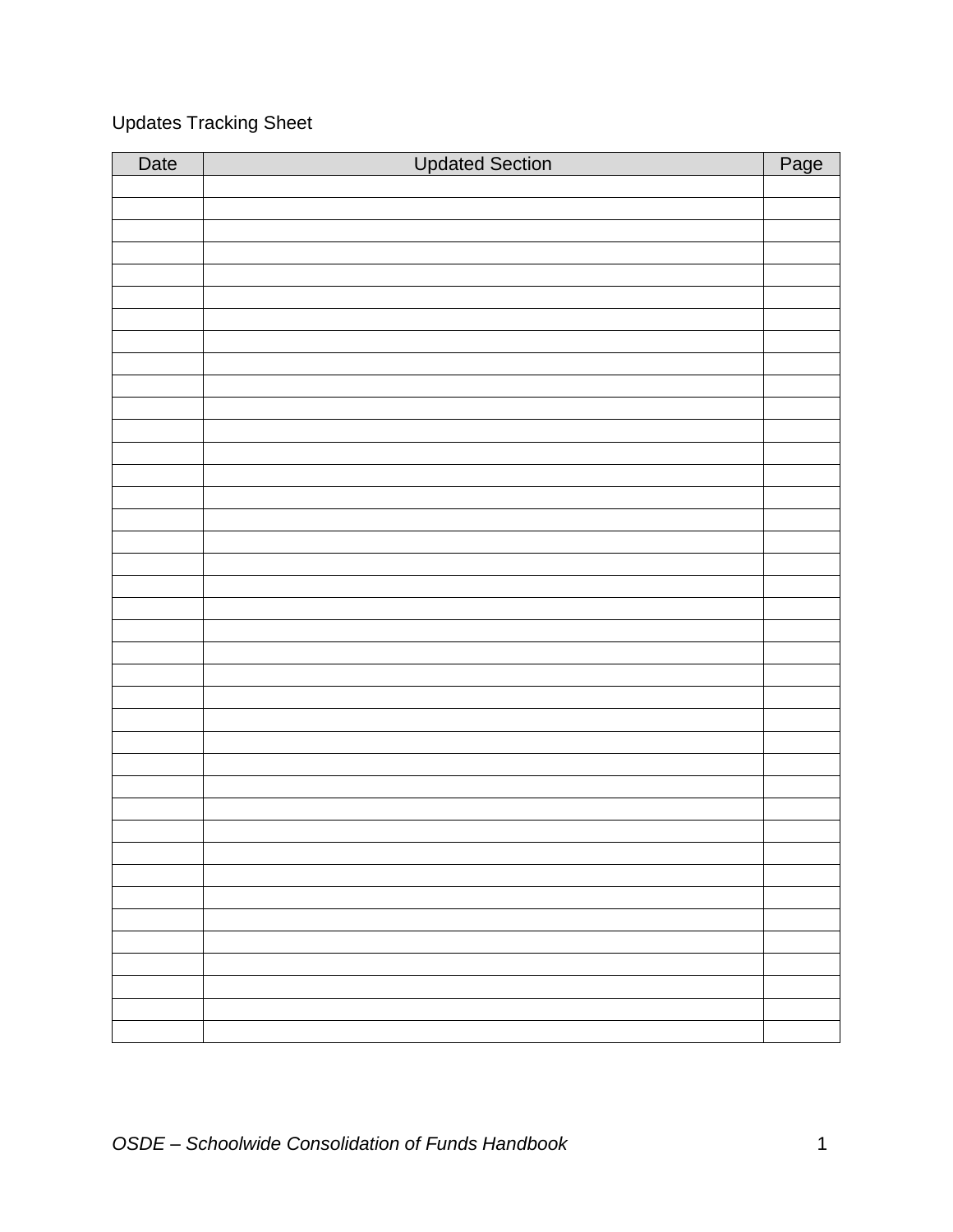Updates Tracking Sheet

| Date | Updated Section | Page |
|---|---|---|
| | | |
| | | |
| | | |
| | | |
| | | |
| | | |
| | | |
| | | |
| | | |
| | | |
| | | |
| | | |
| | | |
| | | |
| | | |
| | | |
| | | |
| | | |
| | | |
| | | |
| | | |
| | | |
| | | |
| | | |
| | | |
| | | |
| | | |
| | | |
| | | |
| | | |
| | | |
| | | |
| | | |
| | | |
| | | |
| | | |
| | | |
| | | |
| | | |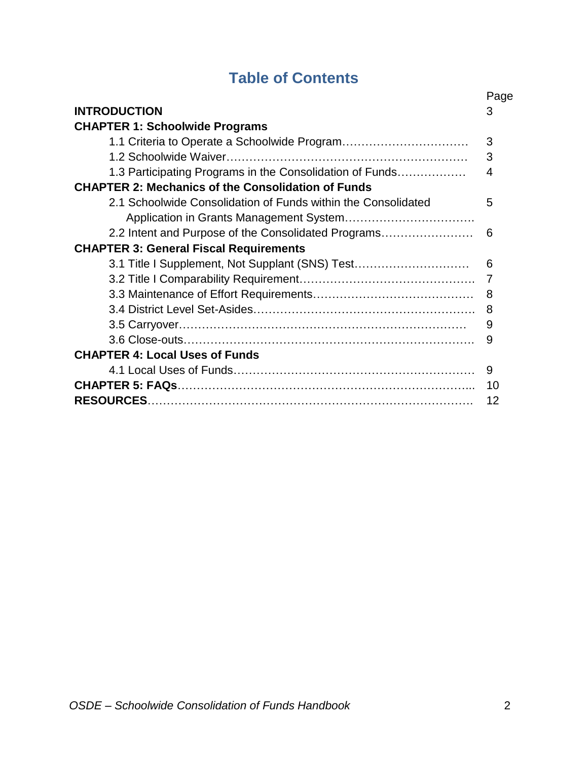# Table of Contents

| | Page |
|---|---|
| **INTRODUCTION** | 3 |
| **CHAPTER 1: Schoolwide Programs** | |
| 1.1 Criteria to Operate a Schoolwide Program | 3 |
| 1.2 Schoolwide Waiver | 3 |
| 1.3 Participating Programs in the Consolidation of Funds | 4 |
| **CHAPTER 2: Mechanics of the Consolidation of Funds** | |
| 2.1 Schoolwide Consolidation of Funds within the Consolidated Application in Grants Management System | 5 |
| 2.2 Intent and Purpose of the Consolidated Programs | 6 |
| **CHAPTER 3: General Fiscal Requirements** | |
| 3.1 Title I Supplement, Not Supplant (SNS) Test | 6 |
| 3.2 Title I Comparability Requirement | 7 |
| 3.3 Maintenance of Effort Requirements | 8 |
| 3.4 District Level Set-Asides | 8 |
| 3.5 Carryover | 9 |
| 3.6 Close-outs | 9 |
| **CHAPTER 4: Local Uses of Funds** | |
| 4.1 Local Uses of Funds | 9 |
| **CHAPTER 5: FAQs** | 10 |
| **RESOURCES** | 12 |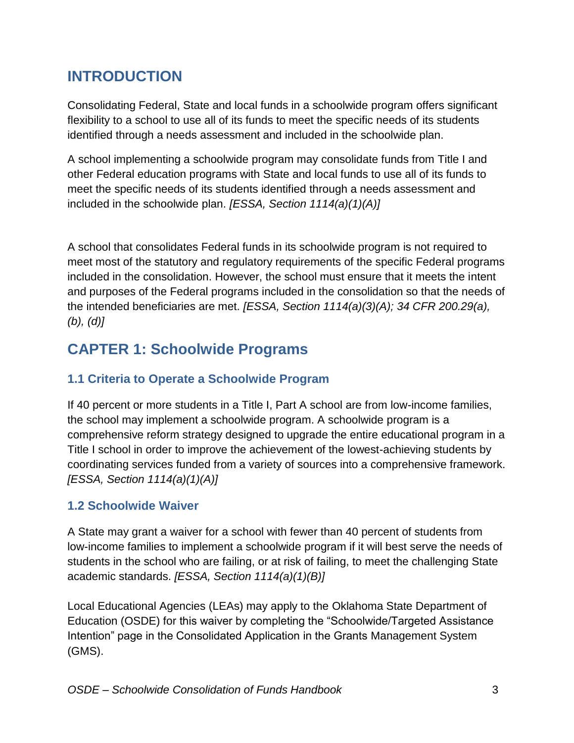## INTRODUCTION

Consolidating Federal, State and local funds in a schoolwide program offers significant flexibility to a school to use all of its funds to meet the specific needs of its students identified through a needs assessment and included in the schoolwide plan.

A school implementing a schoolwide program may consolidate funds from Title I and other Federal education programs with State and local funds to use all of its funds to meet the specific needs of its students identified through a needs assessment and included in the schoolwide plan. *[ESSA, Section 1114(a)(1)(A)]*

A school that consolidates Federal funds in its schoolwide program is not required to meet most of the statutory and regulatory requirements of the specific Federal programs included in the consolidation. However, the school must ensure that it meets the intent and purposes of the Federal programs included in the consolidation so that the needs of the intended beneficiaries are met. *[ESSA, Section 1114(a)(3)(A); 34 CFR 200.29(a), (b), (d)]*

## CAPTER 1: Schoolwide Programs

### 1.1 Criteria to Operate a Schoolwide Program

If 40 percent or more students in a Title I, Part A school are from low-income families, the school may implement a schoolwide program. A schoolwide program is a comprehensive reform strategy designed to upgrade the entire educational program in a Title I school in order to improve the achievement of the lowest-achieving students by coordinating services funded from a variety of sources into a comprehensive framework. *[ESSA, Section 1114(a)(1)(A)]*

### 1.2 Schoolwide Waiver

A State may grant a waiver for a school with fewer than 40 percent of students from low-income families to implement a schoolwide program if it will best serve the needs of students in the school who are failing, or at risk of failing, to meet the challenging State academic standards. *[ESSA, Section 1114(a)(1)(B)]*

Local Educational Agencies (LEAs) may apply to the Oklahoma State Department of Education (OSDE) for this waiver by completing the "Schoolwide/Targeted Assistance Intention" page in the Consolidated Application in the Grants Management System (GMS).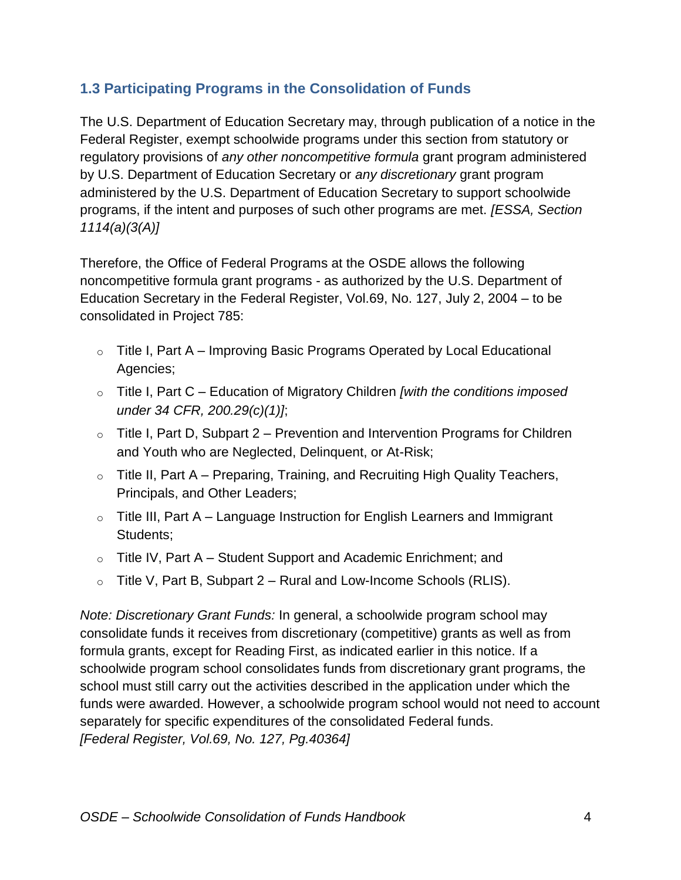## 1.3 Participating Programs in the Consolidation of Funds

The U.S. Department of Education Secretary may, through publication of a notice in the Federal Register, exempt schoolwide programs under this section from statutory or regulatory provisions of *any other noncompetitive formula* grant program administered by U.S. Department of Education Secretary or *any discretionary* grant program administered by the U.S. Department of Education Secretary to support schoolwide programs, if the intent and purposes of such other programs are met. *[ESSA, Section 1114(a)(3(A)]*

Therefore, the Office of Federal Programs at the OSDE allows the following noncompetitive formula grant programs - as authorized by the U.S. Department of Education Secretary in the Federal Register, Vol.69, No. 127, July 2, 2004 – to be consolidated in Project 785:

- Title I, Part A – Improving Basic Programs Operated by Local Educational Agencies;
- Title I, Part C – Education of Migratory Children *[with the conditions imposed under 34 CFR, 200.29(c)(1)]*;
- Title I, Part D, Subpart 2 – Prevention and Intervention Programs for Children and Youth who are Neglected, Delinquent, or At-Risk;
- Title II, Part A – Preparing, Training, and Recruiting High Quality Teachers, Principals, and Other Leaders;
- Title III, Part A – Language Instruction for English Learners and Immigrant Students;
- Title IV, Part A – Student Support and Academic Enrichment; and
- Title V, Part B, Subpart 2 – Rural and Low-Income Schools (RLIS).

*Note: Discretionary Grant Funds:* In general, a schoolwide program school may consolidate funds it receives from discretionary (competitive) grants as well as from formula grants, except for Reading First, as indicated earlier in this notice. If a schoolwide program school consolidates funds from discretionary grant programs, the school must still carry out the activities described in the application under which the funds were awarded. However, a schoolwide program school would not need to account separately for specific expenditures of the consolidated Federal funds.
*[Federal Register, Vol.69, No. 127, Pg.40364]*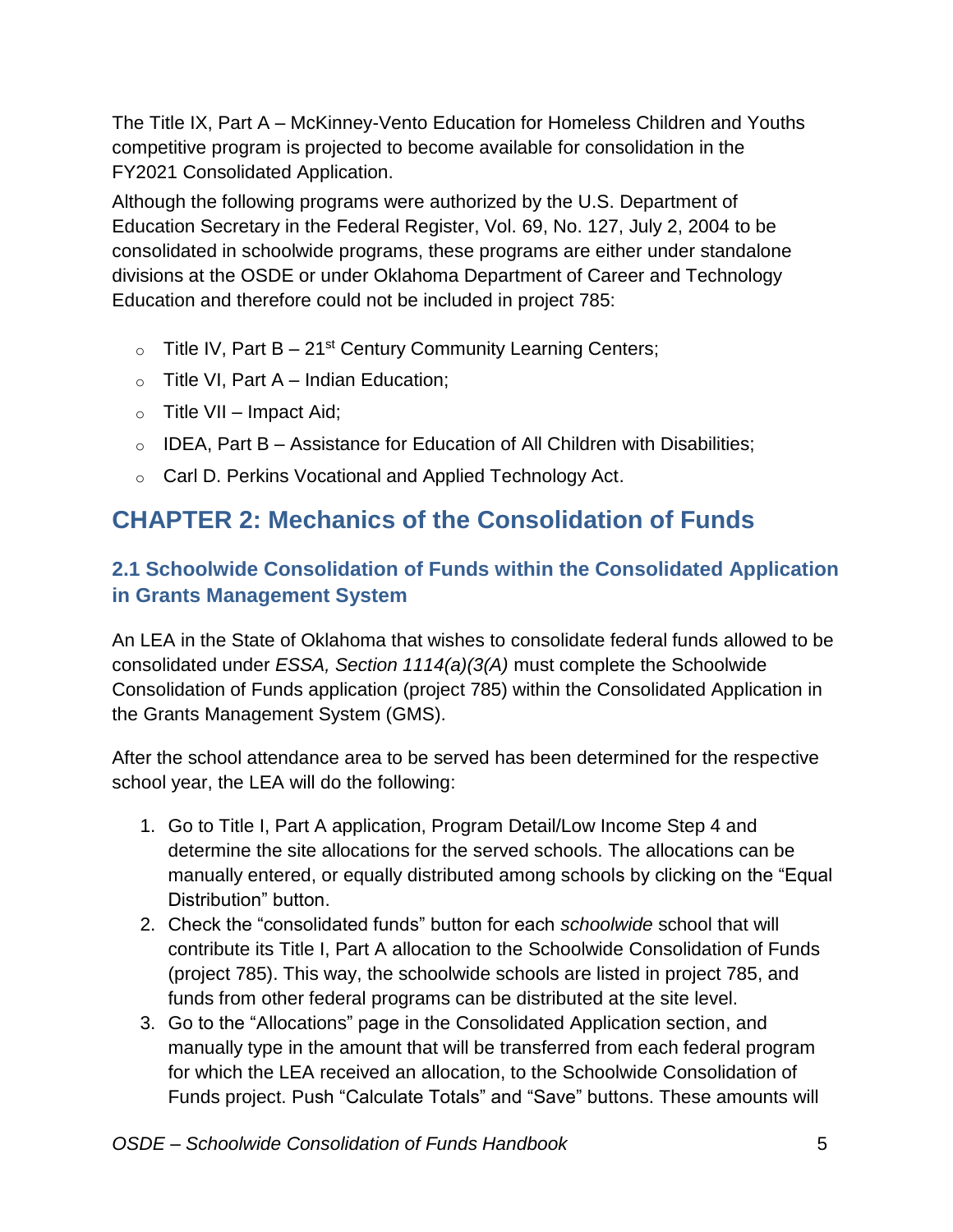The Title IX, Part A – McKinney-Vento Education for Homeless Children and Youths competitive program is projected to become available for consolidation in the FY2021 Consolidated Application.

Although the following programs were authorized by the U.S. Department of Education Secretary in the Federal Register, Vol. 69, No. 127, July 2, 2004 to be consolidated in schoolwide programs, these programs are either under standalone divisions at the OSDE or under Oklahoma Department of Career and Technology Education and therefore could not be included in project 785:

- Title IV, Part B – 21st Century Community Learning Centers;
- Title VI, Part A – Indian Education;
- Title VII – Impact Aid;
- IDEA, Part B – Assistance for Education of All Children with Disabilities;
- Carl D. Perkins Vocational and Applied Technology Act.

# CHAPTER 2: Mechanics of the Consolidation of Funds

## 2.1 Schoolwide Consolidation of Funds within the Consolidated Application in Grants Management System

An LEA in the State of Oklahoma that wishes to consolidate federal funds allowed to be consolidated under *ESSA, Section 1114(a)(3(A)* must complete the Schoolwide Consolidation of Funds application (project 785) within the Consolidated Application in the Grants Management System (GMS).

After the school attendance area to be served has been determined for the respective school year, the LEA will do the following:

1. Go to Title I, Part A application, Program Detail/Low Income Step 4 and determine the site allocations for the served schools. The allocations can be manually entered, or equally distributed among schools by clicking on the "Equal Distribution" button.
2. Check the "consolidated funds" button for each *schoolwide* school that will contribute its Title I, Part A allocation to the Schoolwide Consolidation of Funds (project 785). This way, the schoolwide schools are listed in project 785, and funds from other federal programs can be distributed at the site level.
3. Go to the "Allocations" page in the Consolidated Application section, and manually type in the amount that will be transferred from each federal program for which the LEA received an allocation, to the Schoolwide Consolidation of Funds project. Push "Calculate Totals" and "Save" buttons. These amounts will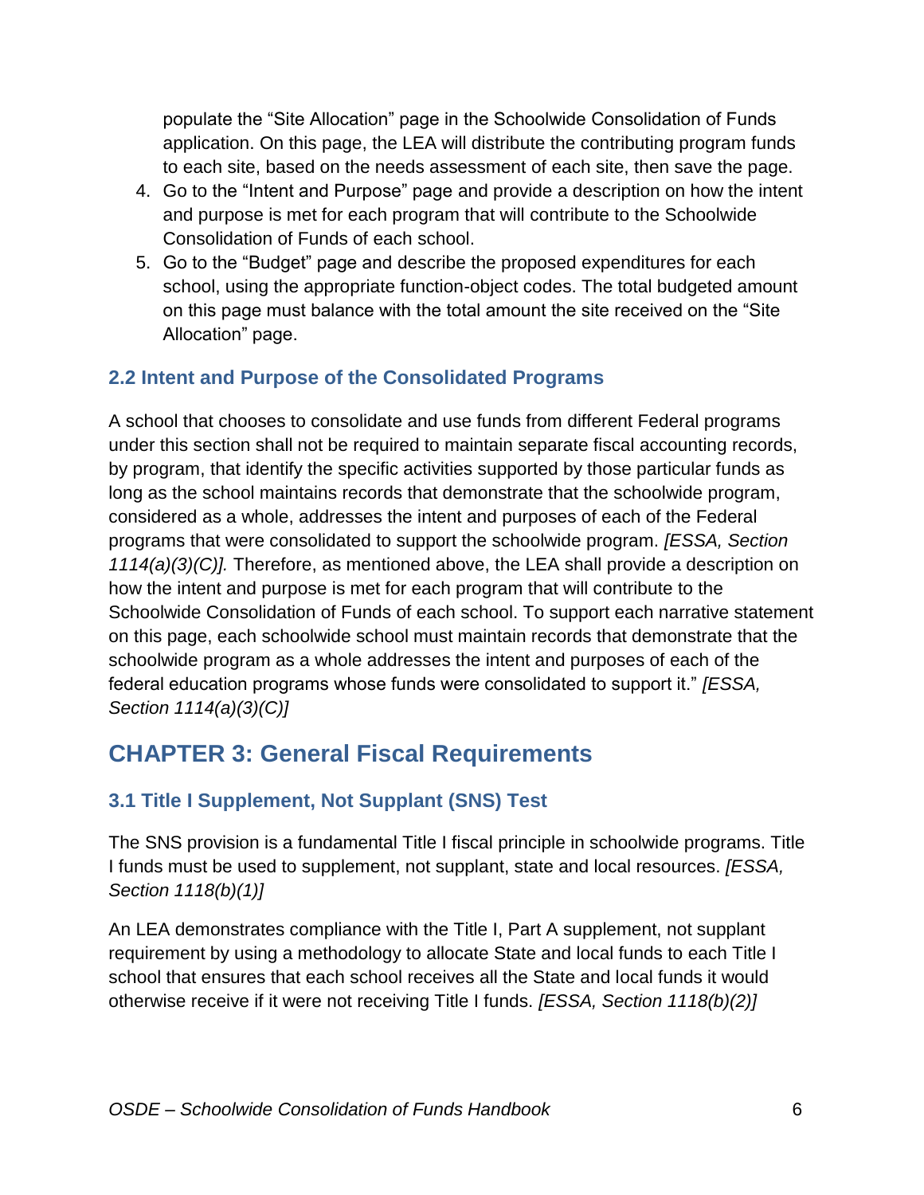populate the “Site Allocation” page in the Schoolwide Consolidation of Funds application. On this page, the LEA will distribute the contributing program funds to each site, based on the needs assessment of each site, then save the page.

4. Go to the “Intent and Purpose” page and provide a description on how the intent and purpose is met for each program that will contribute to the Schoolwide Consolidation of Funds of each school.
5. Go to the “Budget” page and describe the proposed expenditures for each school, using the appropriate function-object codes. The total budgeted amount on this page must balance with the total amount the site received on the “Site Allocation” page.

### 2.2 Intent and Purpose of the Consolidated Programs

A school that chooses to consolidate and use funds from different Federal programs under this section shall not be required to maintain separate fiscal accounting records, by program, that identify the specific activities supported by those particular funds as long as the school maintains records that demonstrate that the schoolwide program, considered as a whole, addresses the intent and purposes of each of the Federal programs that were consolidated to support the schoolwide program. *[ESSA, Section 1114(a)(3)(C)].* Therefore, as mentioned above, the LEA shall provide a description on how the intent and purpose is met for each program that will contribute to the Schoolwide Consolidation of Funds of each school. To support each narrative statement on this page, each schoolwide school must maintain records that demonstrate that the schoolwide program as a whole addresses the intent and purposes of each of the federal education programs whose funds were consolidated to support it.” *[ESSA, Section 1114(a)(3)(C)]*

## CHAPTER 3: General Fiscal Requirements

### 3.1 Title I Supplement, Not Supplant (SNS) Test

The SNS provision is a fundamental Title I fiscal principle in schoolwide programs. Title I funds must be used to supplement, not supplant, state and local resources. *[ESSA, Section 1118(b)(1)]*

An LEA demonstrates compliance with the Title I, Part A supplement, not supplant requirement by using a methodology to allocate State and local funds to each Title I school that ensures that each school receives all the State and local funds it would otherwise receive if it were not receiving Title I funds. *[ESSA, Section 1118(b)(2)]*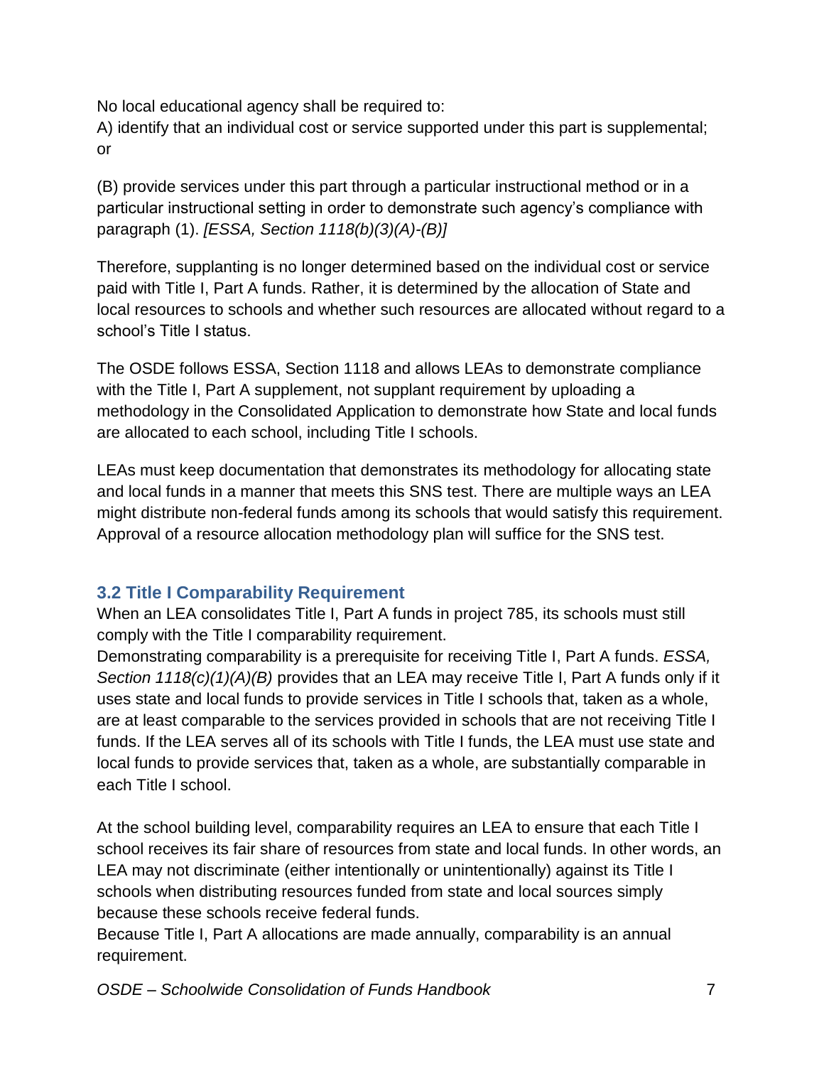No local educational agency shall be required to:

A) identify that an individual cost or service supported under this part is supplemental; or

(B) provide services under this part through a particular instructional method or in a particular instructional setting in order to demonstrate such agency's compliance with paragraph (1). *[ESSA, Section 1118(b)(3)(A)-(B)]*

Therefore, supplanting is no longer determined based on the individual cost or service paid with Title I, Part A funds. Rather, it is determined by the allocation of State and local resources to schools and whether such resources are allocated without regard to a school's Title I status.

The OSDE follows ESSA, Section 1118 and allows LEAs to demonstrate compliance with the Title I, Part A supplement, not supplant requirement by uploading a methodology in the Consolidated Application to demonstrate how State and local funds are allocated to each school, including Title I schools.

LEAs must keep documentation that demonstrates its methodology for allocating state and local funds in a manner that meets this SNS test. There are multiple ways an LEA might distribute non-federal funds among its schools that would satisfy this requirement. Approval of a resource allocation methodology plan will suffice for the SNS test.

### 3.2 Title I Comparability Requirement

When an LEA consolidates Title I, Part A funds in project 785, its schools must still comply with the Title I comparability requirement.

Demonstrating comparability is a prerequisite for receiving Title I, Part A funds. *ESSA, Section 1118(c)(1)(A)(B)* provides that an LEA may receive Title I, Part A funds only if it uses state and local funds to provide services in Title I schools that, taken as a whole, are at least comparable to the services provided in schools that are not receiving Title I funds. If the LEA serves all of its schools with Title I funds, the LEA must use state and local funds to provide services that, taken as a whole, are substantially comparable in each Title I school.

At the school building level, comparability requires an LEA to ensure that each Title I school receives its fair share of resources from state and local funds. In other words, an LEA may not discriminate (either intentionally or unintentionally) against its Title I schools when distributing resources funded from state and local sources simply because these schools receive federal funds.

Because Title I, Part A allocations are made annually, comparability is an annual requirement.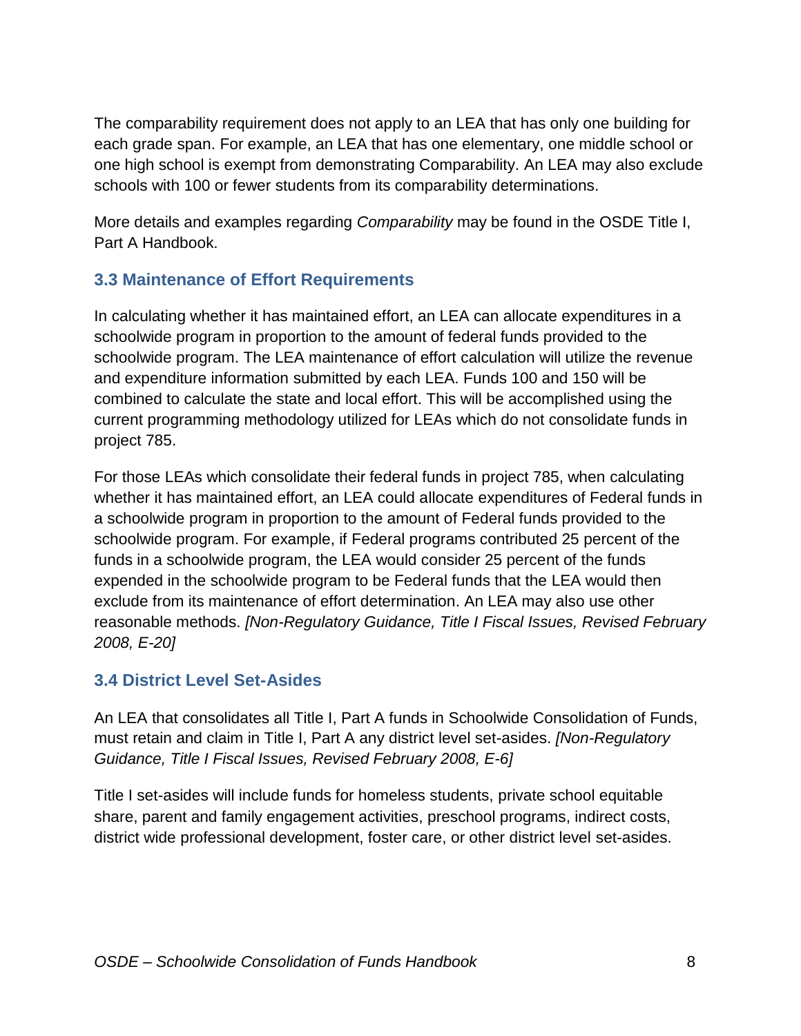The comparability requirement does not apply to an LEA that has only one building for each grade span. For example, an LEA that has one elementary, one middle school or one high school is exempt from demonstrating Comparability. An LEA may also exclude schools with 100 or fewer students from its comparability determinations.

More details and examples regarding *Comparability* may be found in the OSDE Title I, Part A Handbook.

### 3.3 Maintenance of Effort Requirements

In calculating whether it has maintained effort, an LEA can allocate expenditures in a schoolwide program in proportion to the amount of federal funds provided to the schoolwide program. The LEA maintenance of effort calculation will utilize the revenue and expenditure information submitted by each LEA. Funds 100 and 150 will be combined to calculate the state and local effort. This will be accomplished using the current programming methodology utilized for LEAs which do not consolidate funds in project 785.

For those LEAs which consolidate their federal funds in project 785, when calculating whether it has maintained effort, an LEA could allocate expenditures of Federal funds in a schoolwide program in proportion to the amount of Federal funds provided to the schoolwide program. For example, if Federal programs contributed 25 percent of the funds in a schoolwide program, the LEA would consider 25 percent of the funds expended in the schoolwide program to be Federal funds that the LEA would then exclude from its maintenance of effort determination. An LEA may also use other reasonable methods. *[Non-Regulatory Guidance, Title I Fiscal Issues, Revised February 2008, E-20]*

### 3.4 District Level Set-Asides

An LEA that consolidates all Title I, Part A funds in Schoolwide Consolidation of Funds, must retain and claim in Title I, Part A any district level set-asides. *[Non-Regulatory Guidance, Title I Fiscal Issues, Revised February 2008, E-6]*

Title I set-asides will include funds for homeless students, private school equitable share, parent and family engagement activities, preschool programs, indirect costs, district wide professional development, foster care, or other district level set-asides.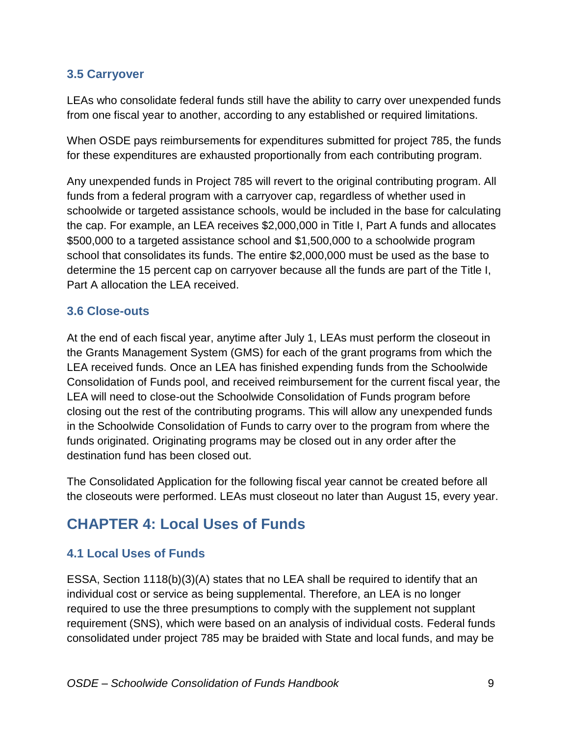### 3.5 Carryover

LEAs who consolidate federal funds still have the ability to carry over unexpended funds from one fiscal year to another, according to any established or required limitations.

When OSDE pays reimbursements for expenditures submitted for project 785, the funds for these expenditures are exhausted proportionally from each contributing program.

Any unexpended funds in Project 785 will revert to the original contributing program. All funds from a federal program with a carryover cap, regardless of whether used in schoolwide or targeted assistance schools, would be included in the base for calculating the cap. For example, an LEA receives $2,000,000 in Title I, Part A funds and allocates $500,000 to a targeted assistance school and $1,500,000 to a schoolwide program school that consolidates its funds. The entire $2,000,000 must be used as the base to determine the 15 percent cap on carryover because all the funds are part of the Title I, Part A allocation the LEA received.

### 3.6 Close-outs

At the end of each fiscal year, anytime after July 1, LEAs must perform the closeout in the Grants Management System (GMS) for each of the grant programs from which the LEA received funds. Once an LEA has finished expending funds from the Schoolwide Consolidation of Funds pool, and received reimbursement for the current fiscal year, the LEA will need to close-out the Schoolwide Consolidation of Funds program before closing out the rest of the contributing programs. This will allow any unexpended funds in the Schoolwide Consolidation of Funds to carry over to the program from where the funds originated. Originating programs may be closed out in any order after the destination fund has been closed out.

The Consolidated Application for the following fiscal year cannot be created before all the closeouts were performed. LEAs must closeout no later than August 15, every year.

## CHAPTER 4: Local Uses of Funds

### 4.1 Local Uses of Funds

ESSA, Section 1118(b)(3)(A) states that no LEA shall be required to identify that an individual cost or service as being supplemental. Therefore, an LEA is no longer required to use the three presumptions to comply with the supplement not supplant requirement (SNS), which were based on an analysis of individual costs. Federal funds consolidated under project 785 may be braided with State and local funds, and may be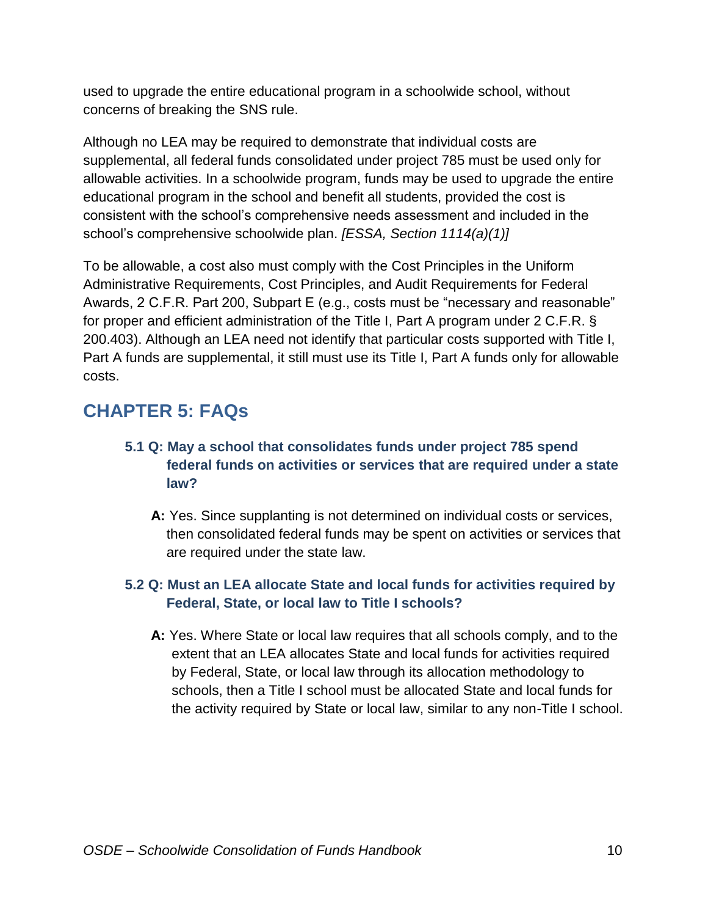used to upgrade the entire educational program in a schoolwide school, without concerns of breaking the SNS rule.

Although no LEA may be required to demonstrate that individual costs are supplemental, all federal funds consolidated under project 785 must be used only for allowable activities. In a schoolwide program, funds may be used to upgrade the entire educational program in the school and benefit all students, provided the cost is consistent with the school's comprehensive needs assessment and included in the school's comprehensive schoolwide plan. *[ESSA, Section 1114(a)(1)]*

To be allowable, a cost also must comply with the Cost Principles in the Uniform Administrative Requirements, Cost Principles, and Audit Requirements for Federal Awards, 2 C.F.R. Part 200, Subpart E (e.g., costs must be "necessary and reasonable" for proper and efficient administration of the Title I, Part A program under 2 C.F.R. § 200.403). Although an LEA need not identify that particular costs supported with Title I, Part A funds are supplemental, it still must use its Title I, Part A funds only for allowable costs.

## CHAPTER 5: FAQs

### 5.1 Q: May a school that consolidates funds under project 785 spend federal funds on activities or services that are required under a state law?

**A:** Yes. Since supplanting is not determined on individual costs or services, then consolidated federal funds may be spent on activities or services that are required under the state law.

### 5.2 Q: Must an LEA allocate State and local funds for activities required by Federal, State, or local law to Title I schools?

**A:** Yes. Where State or local law requires that all schools comply, and to the extent that an LEA allocates State and local funds for activities required by Federal, State, or local law through its allocation methodology to schools, then a Title I school must be allocated State and local funds for the activity required by State or local law, similar to any non-Title I school.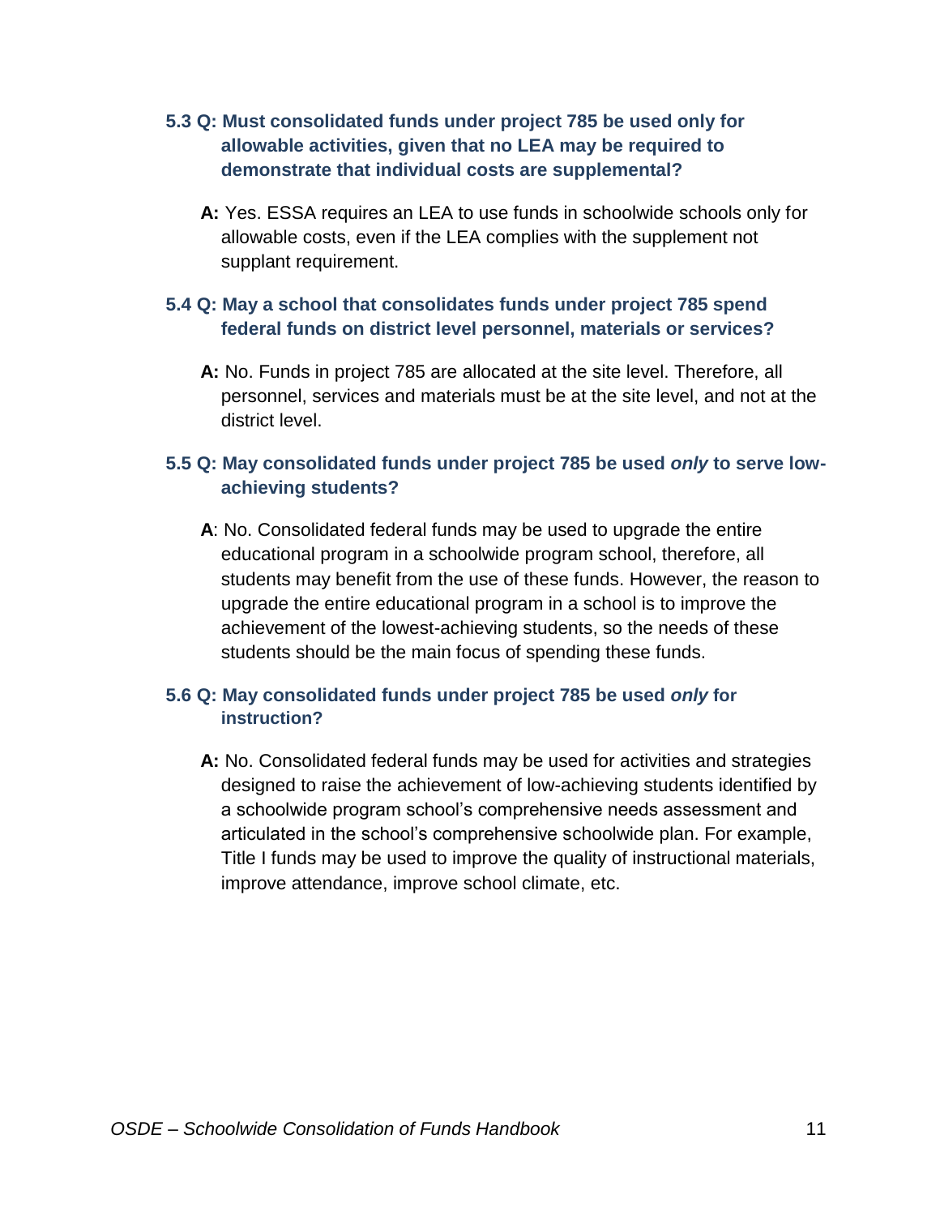**5.3 Q: Must consolidated funds under project 785 be used only for allowable activities, given that no LEA may be required to demonstrate that individual costs are supplemental?**

**A:** Yes. ESSA requires an LEA to use funds in schoolwide schools only for allowable costs, even if the LEA complies with the supplement not supplant requirement.

**5.4 Q: May a school that consolidates funds under project 785 spend federal funds on district level personnel, materials or services?**

**A:** No. Funds in project 785 are allocated at the site level. Therefore, all personnel, services and materials must be at the site level, and not at the district level.

**5.5 Q: May consolidated funds under project 785 be used *only* to serve low-achieving students?**

**A**: No. Consolidated federal funds may be used to upgrade the entire educational program in a schoolwide program school, therefore, all students may benefit from the use of these funds. However, the reason to upgrade the entire educational program in a school is to improve the achievement of the lowest-achieving students, so the needs of these students should be the main focus of spending these funds.

**5.6 Q: May consolidated funds under project 785 be used *only* for instruction?**

**A:** No. Consolidated federal funds may be used for activities and strategies designed to raise the achievement of low-achieving students identified by a schoolwide program school's comprehensive needs assessment and articulated in the school's comprehensive schoolwide plan. For example, Title I funds may be used to improve the quality of instructional materials, improve attendance, improve school climate, etc.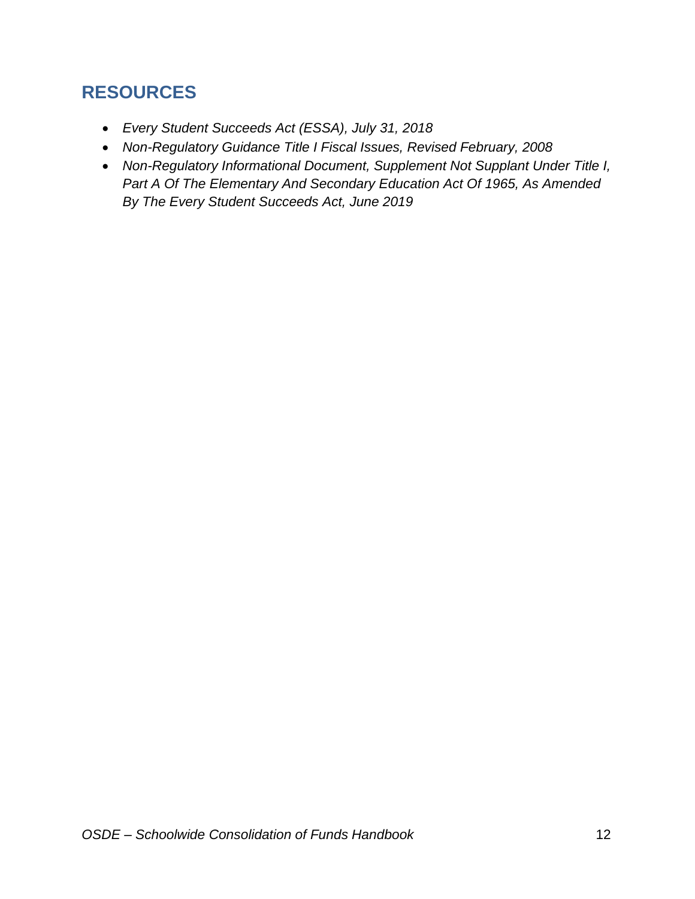## RESOURCES

- *Every Student Succeeds Act (ESSA), July 31, 2018*
- *Non-Regulatory Guidance Title I Fiscal Issues, Revised February, 2008*
- *Non-Regulatory Informational Document, Supplement Not Supplant Under Title I, Part A Of The Elementary And Secondary Education Act Of 1965, As Amended By The Every Student Succeeds Act, June 2019*